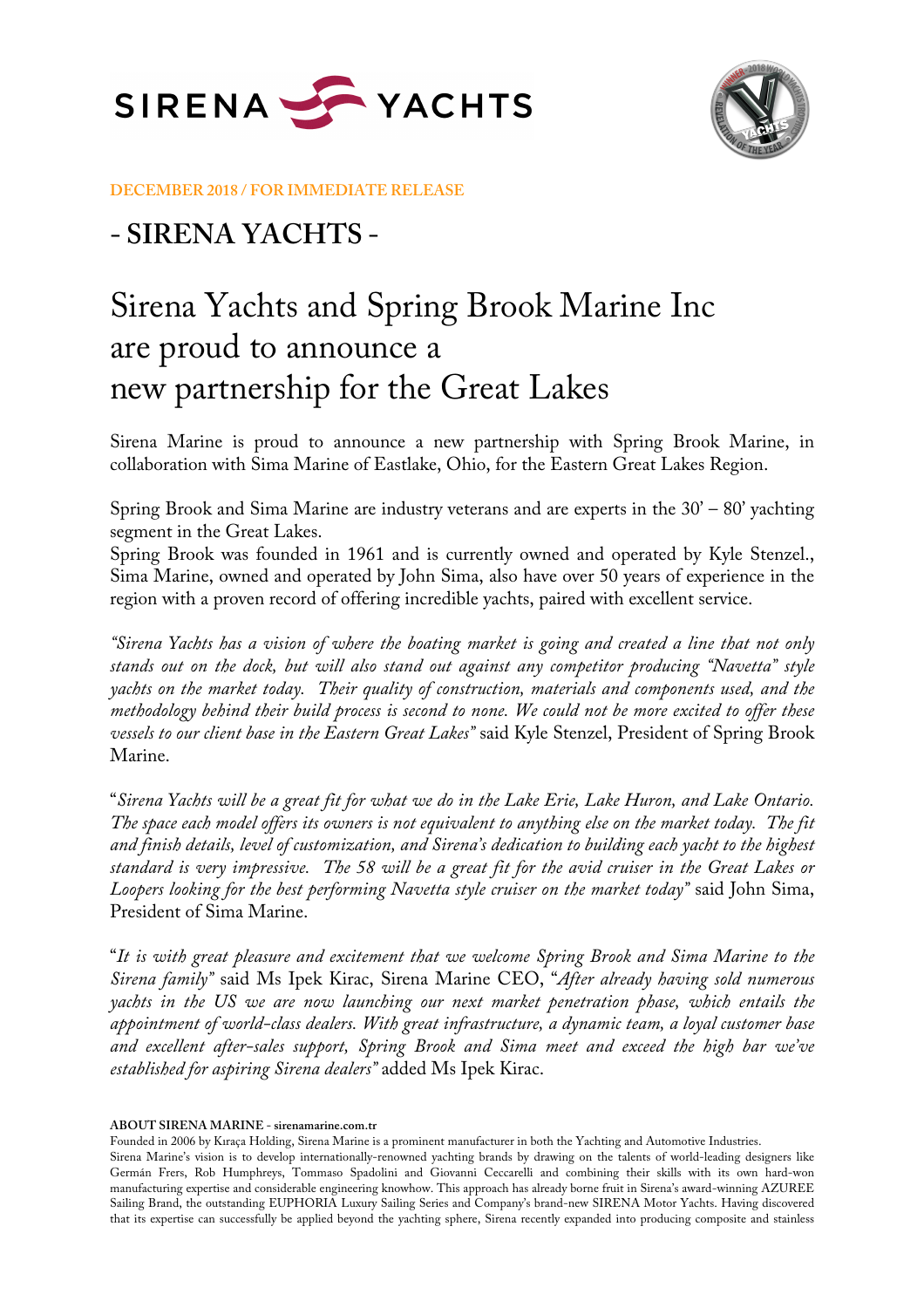DECEMBER 2018 / FOR IMMEDIATE RELEASE

## - SIRENA YACHTS -

# Sirena Yachts and Spring Brook Marine Inc are proud to announce a new partnership for the Great Lakes

Sirena Marine is proud to announce a new partnership with Spring Brook Marine, in collaboration with Sima Marine of Eastlake, Ohio, for the Eastern Great Lakes Region.

Spring Brook and Sima Marine are industry veterans and are experts in the 30' – 80' yachting segment in the Great Lakes.
Spring Brook was founded in 1961 and is currently owned and operated by Kyle Stenzel., Sima Marine, owned and operated by John Sima, also have over 50 years of experience in the region with a proven record of offering incredible yachts, paired with excellent service.

*"Sirena Yachts has a vision of where the boating market is going and created a line that not only stands out on the dock, but will also stand out against any competitor producing "Navetta" style yachts on the market today. Their quality of construction, materials and components used, and the methodology behind their build process is second to none. We could not be more excited to offer these vessels to our client base in the Eastern Great Lakes"* said Kyle Stenzel, President of Spring Brook Marine.

"*Sirena Yachts will be a great fit for what we do in the Lake Erie, Lake Huron, and Lake Ontario. The space each model offers its owners is not equivalent to anything else on the market today. The fit and finish details, level of customization, and Sirena's dedication to building each yacht to the highest standard is very impressive. The 58 will be a great fit for the avid cruiser in the Great Lakes or Loopers looking for the best performing Navetta style cruiser on the market today"* said John Sima, President of Sima Marine.

"*It is with great pleasure and excitement that we welcome Spring Brook and Sima Marine to the Sirena family"* said Ms Ipek Kirac, Sirena Marine CEO, "*After already having sold numerous yachts in the US we are now launching our next market penetration phase, which entails the appointment of world-class dealers. With great infrastructure, a dynamic team, a loyal customer base and excellent after-sales support, Spring Brook and Sima meet and exceed the high bar we've established for aspiring Sirena dealers"* added Ms Ipek Kirac.

**ABOUT SIRENA MARINE - sirenamarine.com.tr**

Founded in 2006 by Kıraça Holding, Sirena Marine is a prominent manufacturer in both the Yachting and Automotive Industries.
Sirena Marine's vision is to develop internationally-renowned yachting brands by drawing on the talents of world-leading designers like Germán Frers, Rob Humphreys, Tommaso Spadolini and Giovanni Ceccarelli and combining their skills with its own hard-won manufacturing expertise and considerable engineering knowhow. This approach has already borne fruit in Sirena's award-winning AZUREE Sailing Brand, the outstanding EUPHORIA Luxury Sailing Series and Company's brand-new SIRENA Motor Yachts. Having discovered that its expertise can successfully be applied beyond the yachting sphere, Sirena recently expanded into producing composite and stainless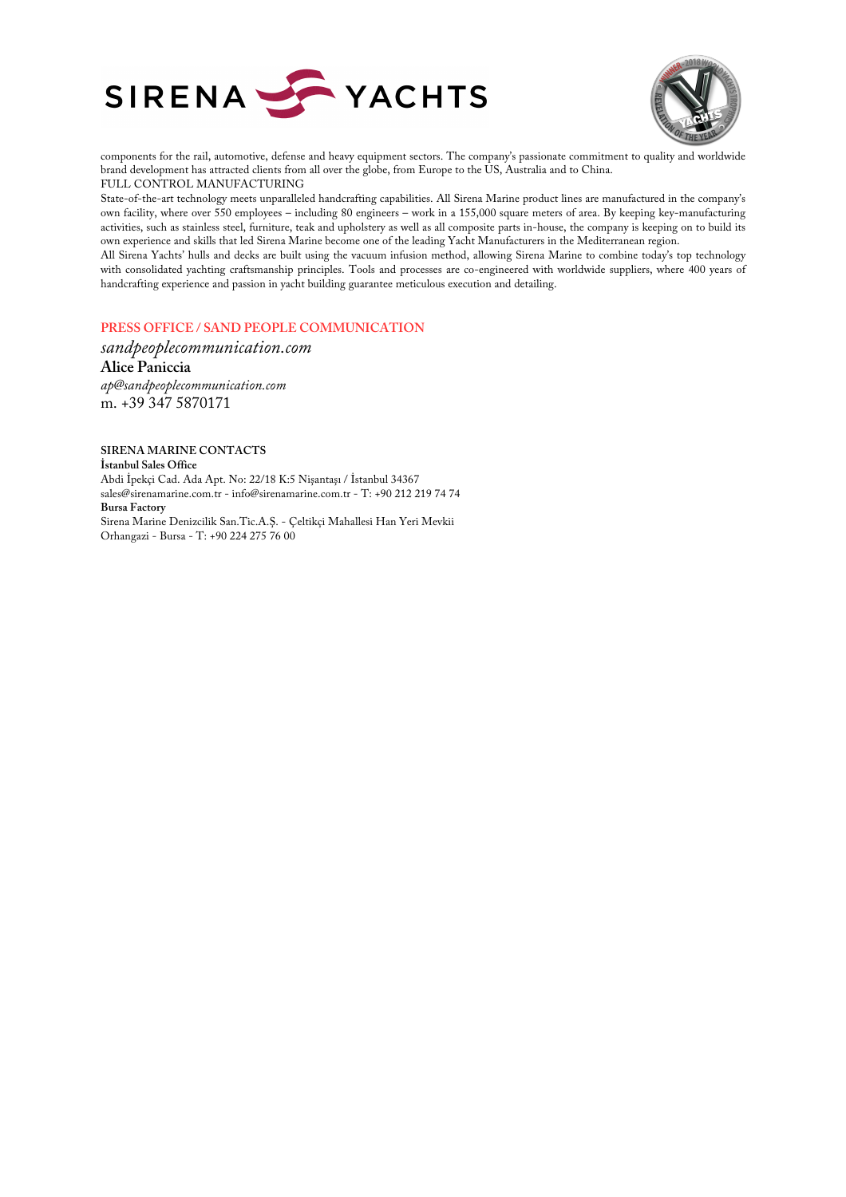components for the rail, automotive, defense and heavy equipment sectors. The company's passionate commitment to quality and worldwide brand development has attracted clients from all over the globe, from Europe to the US, Australia and to China.

FULL CONTROL MANUFACTURING

State-of-the-art technology meets unparalleled handcrafting capabilities. All Sirena Marine product lines are manufactured in the company's own facility, where over 550 employees – including 80 engineers – work in a 155,000 square meters of area. By keeping key-manufacturing activities, such as stainless steel, furniture, teak and upholstery as well as all composite parts in-house, the company is keeping on to build its own experience and skills that led Sirena Marine become one of the leading Yacht Manufacturers in the Mediterranean region.

All Sirena Yachts' hulls and decks are built using the vacuum infusion method, allowing Sirena Marine to combine today's top technology with consolidated yachting craftsmanship principles. Tools and processes are co-engineered with worldwide suppliers, where 400 years of handcrafting experience and passion in yacht building guarantee meticulous execution and detailing.

**PRESS OFFICE / SAND PEOPLE COMMUNICATION**

*sandpeoplecommunication.com*

**Alice Paniccia**

*ap@sandpeoplecommunication.com*

m. +39 347 5870171

**SIRENA MARINE CONTACTS**

**İstanbul Sales Office**

Abdi İpekçi Cad. Ada Apt. No: 22/18 K:5 Nişantaşı / İstanbul 34367

sales@sirenamarine.com.tr - info@sirenamarine.com.tr - T: +90 212 219 74 74

**Bursa Factory**

Sirena Marine Denizcilik San.Tic.A.Ş. - Çeltikçi Mahallesi Han Yeri Mevkii

Orhangazi - Bursa - T: +90 224 275 76 00